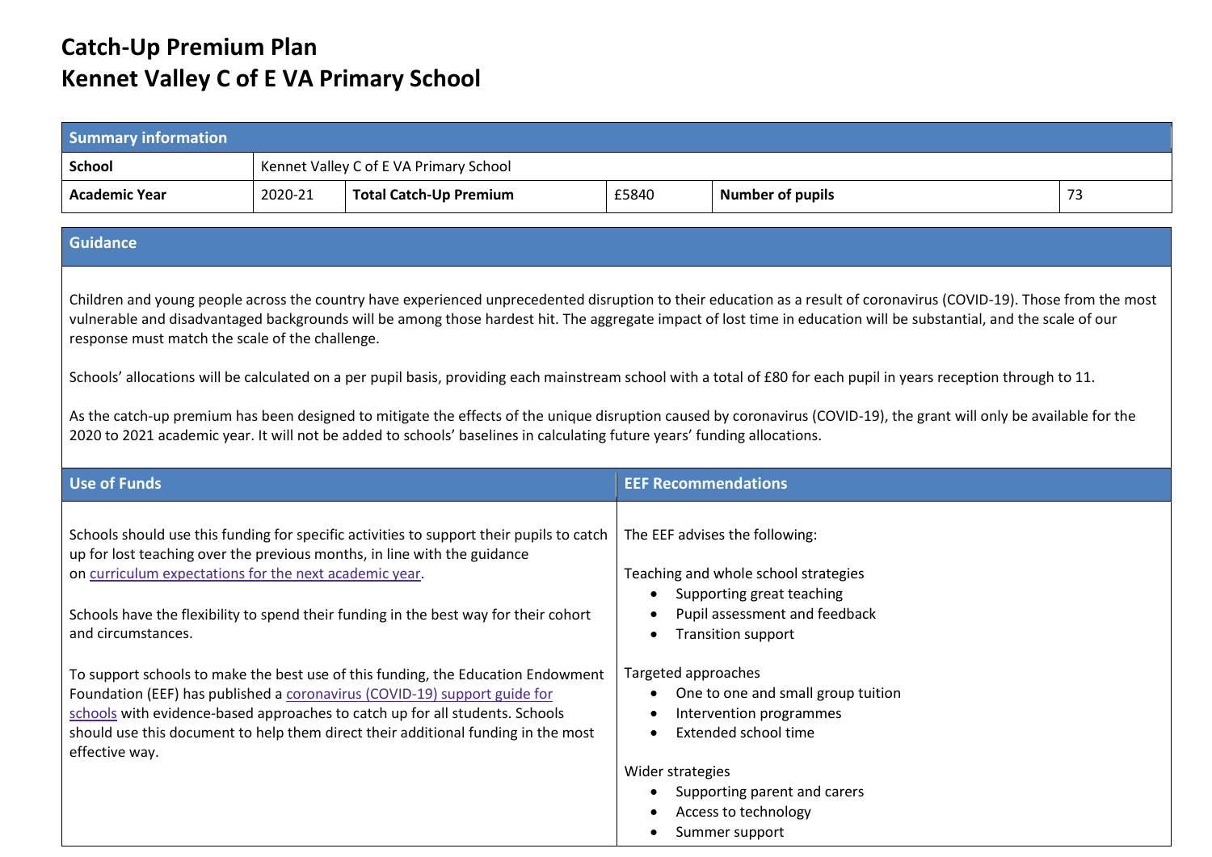# Catch-Up Premium Plan
# Kennet Valley C of E VA Primary School

| Summary information | | | | | |
|---|---|---|---|---|---|
| **School** | Kennet Valley C of E VA Primary School | | | | |
| **Academic Year** | 2020-21 | **Total Catch-Up Premium** | £5840 | **Number of pupils** | 73 |

## Guidance

Children and young people across the country have experienced unprecedented disruption to their education as a result of coronavirus (COVID-19). Those from the most vulnerable and disadvantaged backgrounds will be among those hardest hit. The aggregate impact of lost time in education will be substantial, and the scale of our response must match the scale of the challenge.

Schools' allocations will be calculated on a per pupil basis, providing each mainstream school with a total of £80 for each pupil in years reception through to 11.

As the catch-up premium has been designed to mitigate the effects of the unique disruption caused by coronavirus (COVID-19), the grant will only be available for the 2020 to 2021 academic year. It will not be added to schools' baselines in calculating future years' funding allocations.

## Use of Funds

Schools should use this funding for specific activities to support their pupils to catch up for lost teaching over the previous months, in line with the guidance on curriculum expectations for the next academic year.

Schools have the flexibility to spend their funding in the best way for their cohort and circumstances.

To support schools to make the best use of this funding, the Education Endowment Foundation (EEF) has published a coronavirus (COVID-19) support guide for schools with evidence-based approaches to catch up for all students. Schools should use this document to help them direct their additional funding in the most effective way.

## EEF Recommendations

The EEF advises the following:

Teaching and whole school strategies

- Supporting great teaching
- Pupil assessment and feedback
- Transition support

Targeted approaches

- One to one and small group tuition
- Intervention programmes
- Extended school time

Wider strategies

- Supporting parent and carers
- Access to technology
- Summer support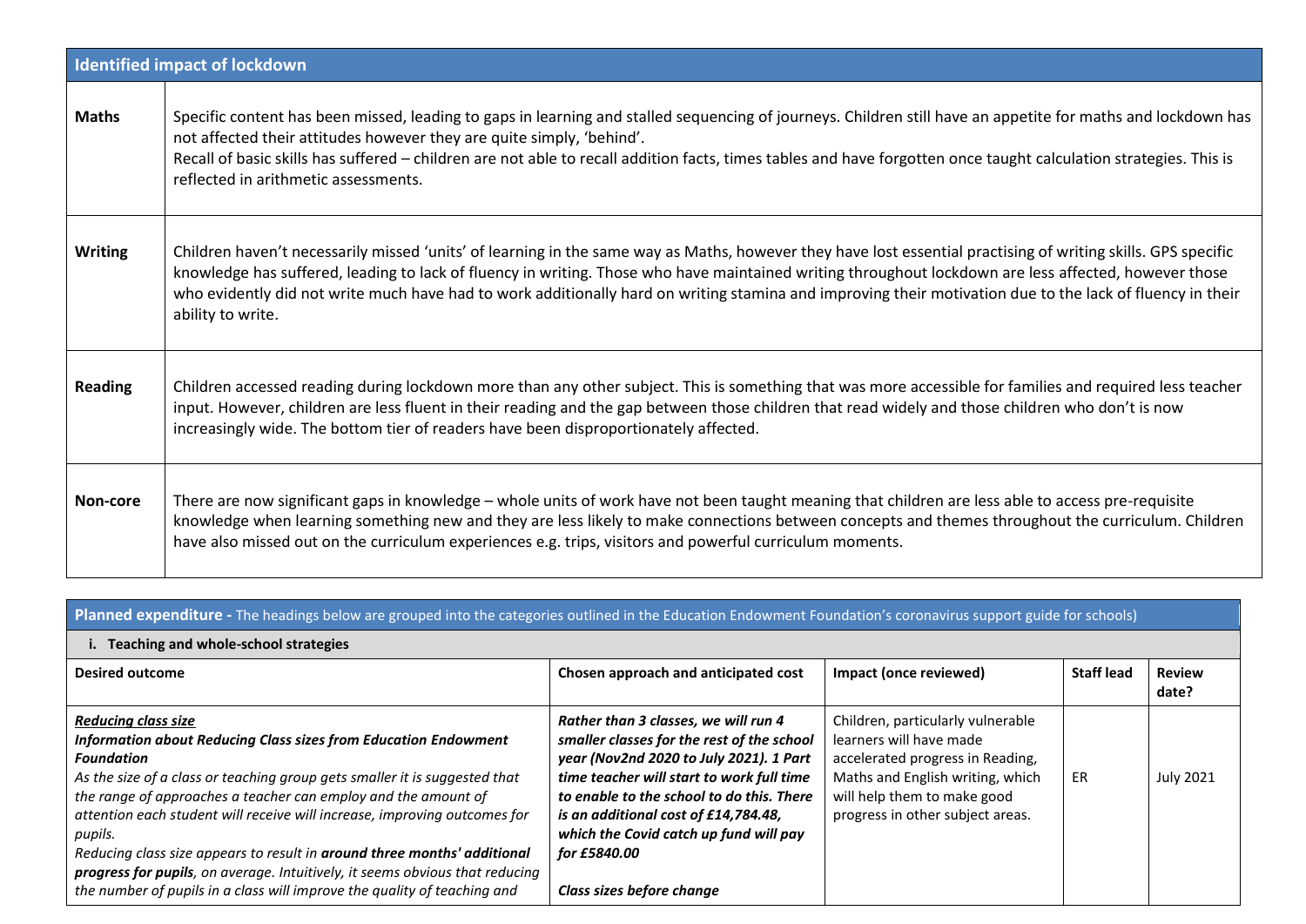| Identified impact of lockdown | |
|---|---|
| **Maths** | Specific content has been missed, leading to gaps in learning and stalled sequencing of journeys. Children still have an appetite for maths and lockdown has not affected their attitudes however they are quite simply, 'behind'.<br>Recall of basic skills has suffered – children are not able to recall addition facts, times tables and have forgotten once taught calculation strategies. This is reflected in arithmetic assessments. |
| **Writing** | Children haven't necessarily missed 'units' of learning in the same way as Maths, however they have lost essential practising of writing skills. GPS specific knowledge has suffered, leading to lack of fluency in writing. Those who have maintained writing throughout lockdown are less affected, however those who evidently did not write much have had to work additionally hard on writing stamina and improving their motivation due to the lack of fluency in their ability to write. |
| **Reading** | Children accessed reading during lockdown more than any other subject. This is something that was more accessible for families and required less teacher input. However, children are less fluent in their reading and the gap between those children that read widely and those children who don't is now increasingly wide. The bottom tier of readers have been disproportionately affected. |
| **Non-core** | There are now significant gaps in knowledge – whole units of work have not been taught meaning that children are less able to access pre-requisite knowledge when learning something new and they are less likely to make connections between concepts and themes throughout the curriculum. Children have also missed out on the curriculum experiences e.g. trips, visitors and powerful curriculum moments. |

**Planned expenditure -** The headings below are grouped into the categories outlined in the Education Endowment Foundation's coronavirus support guide for schools)

**i. Teaching and whole-school strategies**

| Desired outcome | Chosen approach and anticipated cost | Impact (once reviewed) | Staff lead | Review date? |
|---|---|---|---|---|
| ***Reducing class size***<br>***Information about Reducing Class sizes from Education Endowment Foundation***<br>*As the size of a class or teaching group gets smaller it is suggested that the range of approaches a teacher can employ and the amount of attention each student will receive will increase, improving outcomes for pupils.*<br>*Reducing class size appears to result in **around three months' additional progress for pupils**, on average. Intuitively, it seems obvious that reducing the number of pupils in a class will improve the quality of teaching and* | ***Rather than 3 classes, we will run 4 smaller classes for the rest of the school year (Nov2nd 2020 to July 2021). 1 Part time teacher will start to work full time to enable to the school to do this. There is an additional cost of £14,784.48, which the Covid catch up fund will pay for £5840.00***<br><br>***Class sizes before change*** | Children, particularly vulnerable learners will have made accelerated progress in Reading, Maths and English writing, which will help them to make good progress in other subject areas. | ER | July 2021 |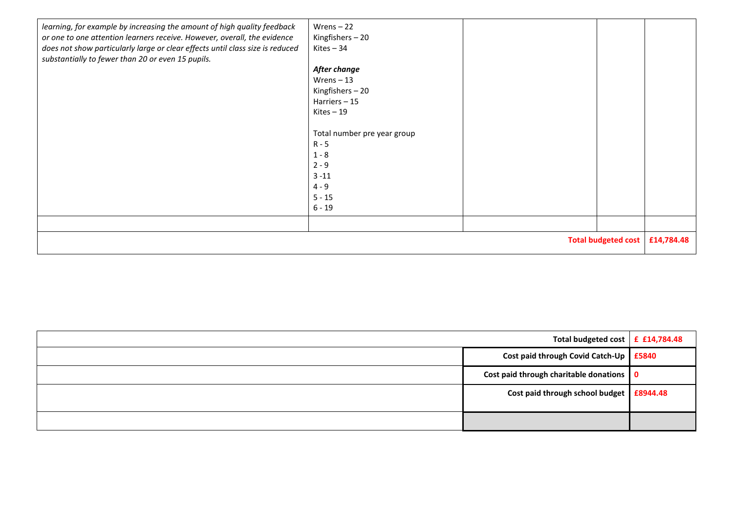| | | | | |
|---|---|---|---|---|
| *learning, for example by increasing the amount of high quality feedback or one to one attention learners receive. However, overall, the evidence does not show particularly large or clear effects until class size is reduced substantially to fewer than 20 or even 15 pupils.* | Wrens – 22<br>Kingfishers – 20<br>Kites – 34<br><br>***After change***<br>Wrens – 13<br>Kingfishers – 20<br>Harriers – 15<br>Kites – 19<br><br>Total number pre year group<br>R - 5<br>1 - 8<br>2 - 9<br>3 -11<br>4 - 9<br>5 - 15<br>6 - 19 | | | |
| | | | | |
| | | | **Total budgeted cost** | **£14,784.48** |

| | | |
|---|---|---|
| | **Total budgeted cost** | **£ £14,784.48** |
| | **Cost paid through Covid Catch-Up** | **£5840** |
| | **Cost paid through charitable donations** | **0** |
| | **Cost paid through school budget** | **£8944.48** |
| | | |